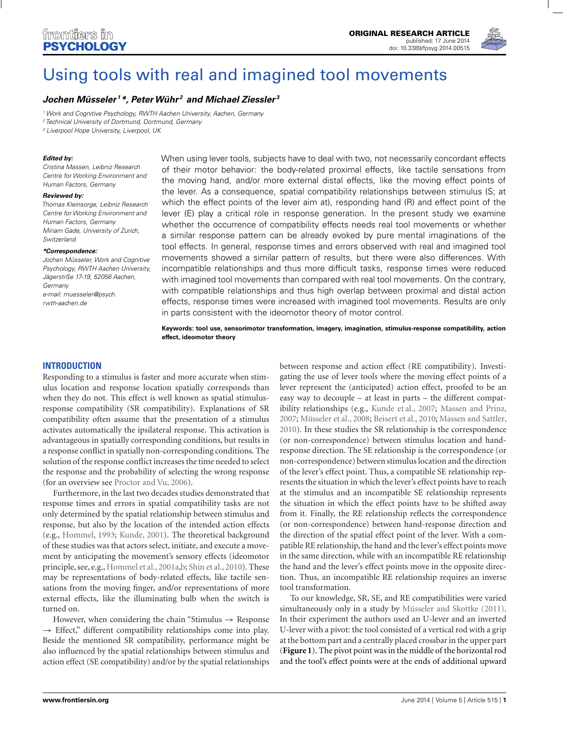ORIGINAL RESEARCH ARTICLE
published: 17 June 2014
doi: 10.3389/fpsyg.2014.00515

# Using tools with real and imagined tool movements

***Jochen Müsseler[1]\*, Peter Wühr[2] and Michael Ziessler[3]***

[1] Work and Cognitive Psychology, RWTH Aachen University, Aachen, Germany
[2] Technical University of Dortmund, Dortmund, Germany
[3] Liverpool Hope University, Liverpool, UK

***Edited by:***
Cristina Massen, Leibniz Research Centre for Working Environment and Human Factors, Germany

***Reviewed by:***
Thomas Kleinsorge, Leibniz Research Centre for Working Environment and Human Factors, Germany
Miriam Gade, University of Zurich, Switzerland

***\*Correspondence:***
Jochen Müsseler, Work and Cognitive Psychology, RWTH Aachen University, Jägerstrße 17-19, 52056 Aachen, Germany
e-mail: muesseler@psych.rwth-aachen.de

When using lever tools, subjects have to deal with two, not necessarily concordant effects of their motor behavior: the body-related proximal effects, like tactile sensations from the moving hand, and/or more external distal effects, like the moving effect points of the lever. As a consequence, spatial compatibility relationships between stimulus (S; at which the effect points of the lever aim at), responding hand (R) and effect point of the lever (E) play a critical role in response generation. In the present study we examine whether the occurrence of compatibility effects needs real tool movements or whether a similar response pattern can be already evoked by pure mental imaginations of the tool effects. In general, response times and errors observed with real and imagined tool movements showed a similar pattern of results, but there were also differences. With incompatible relationships and thus more difficult tasks, response times were reduced with imagined tool movements than compared with real tool movements. On the contrary, with compatible relationships and thus high overlap between proximal and distal action effects, response times were increased with imagined tool movements. Results are only in parts consistent with the ideomotor theory of motor control.

**Keywords: tool use, sensorimotor transformation, imagery, imagination, stimulus-response compatibility, action effect, ideomotor theory**

## INTRODUCTION

Responding to a stimulus is faster and more accurate when stimulus location and response location spatially corresponds than when they do not. This effect is well known as spatial stimulus-response compatibility (SR compatibility). Explanations of SR compatibility often assume that the presentation of a stimulus activates automatically the ipsilateral response. This activation is advantageous in spatially corresponding conditions, but results in a response conflict in spatially non-corresponding conditions. The solution of the response conflict increases the time needed to select the response and the probability of selecting the wrong response (for an overview see Proctor and Vu, 2006).

Furthermore, in the last two decades studies demonstrated that response times and errors in spatial compatibility tasks are not only determined by the spatial relationship between stimulus and response, but also by the location of the intended action effects (e.g., Hommel, 1993; Kunde, 2001). The theoretical background of these studies was that actors select, initiate, and execute a movement by anticipating the movement's sensory effects (ideomotor principle, see, e.g., Hommel et al., 2001a,b; Shin et al., 2010). These may be representations of body-related effects, like tactile sensations from the moving finger, and/or representations of more external effects, like the illuminating bulb when the switch is turned on.

However, when considering the chain "Stimulus → Response → Effect," different compatibility relationships come into play. Beside the mentioned SR compatibility, performance might be also influenced by the spatial relationships between stimulus and action effect (SE compatibility) and/or by the spatial relationships between response and action effect (RE compatibility). Investigating the use of lever tools where the moving effect points of a lever represent the (anticipated) action effect, proofed to be an easy way to decouple – at least in parts – the different compatibility relationships (e.g., Kunde et al., 2007; Massen and Prinz, 2007; Müsseler et al., 2008; Beisert et al., 2010; Massen and Sattler, 2010). In these studies the SR relationship is the correspondence (or non-correspondence) between stimulus location and hand-response direction. The SE relationship is the correspondence (or non-correspondence) between stimulus location and the direction of the lever's effect point. Thus, a compatible SE relationship represents the situation in which the lever's effect points have to reach at the stimulus and an incompatible SE relationship represents the situation in which the effect points have to be shifted away from it. Finally, the RE relationship reflects the correspondence (or non-correspondence) between hand-response direction and the direction of the spatial effect point of the lever. With a compatible RE relationship, the hand and the lever's effect points move in the same direction, while with an incompatible RE relationship the hand and the lever's effect points move in the opposite direction. Thus, an incompatible RE relationship requires an inverse tool transformation.

To our knowledge, SR, SE, and RE compatibilities were varied simultaneously only in a study by Müsseler and Skottke (2011). In their experiment the authors used an U-lever and an inverted U-lever with a pivot: the tool consisted of a vertical rod with a grip at the bottom part and a centrally placed crossbar in the upper part (**Figure 1**). The pivot point was in the middle of the horizontal rod and the tool's effect points were at the ends of additional upward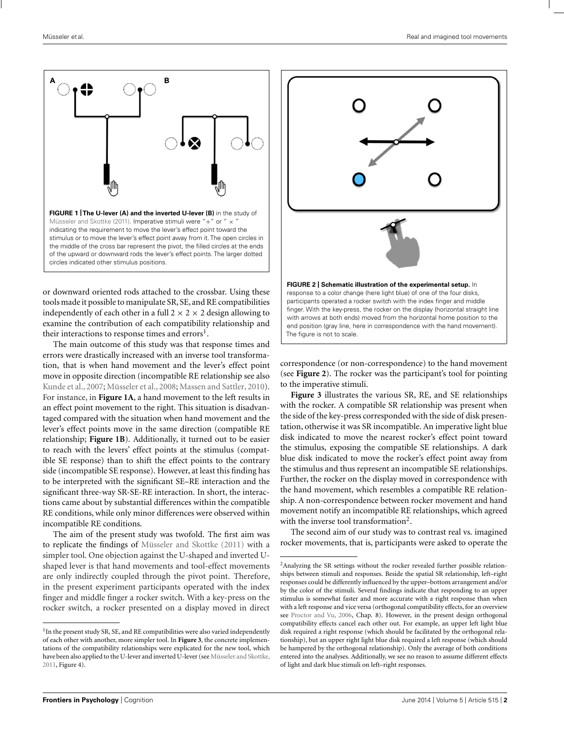**FIGURE 1 | The U-lever (A) and the inverted U-lever (B)** in the study of Müsseler and Skottke (2011). Imperative stimuli were "+" or "×" indicating the requirement to move the lever's effect point toward the stimulus or to move the lever's effect point away from it. The open circles in the middle of the cross bar represent the pivot, the filled circles at the ends of the upward or downward rods the lever's effect points. The larger dotted circles indicated other stimulus positions.

or downward oriented rods attached to the crossbar. Using these tools made it possible to manipulate SR, SE, and RE compatibilities independently of each other in a full 2 × 2 × 2 design allowing to examine the contribution of each compatibility relationship and their interactions to response times and errors[1].

The main outcome of this study was that response times and errors were drastically increased with an inverse tool transformation, that is when hand movement and the lever's effect point move in opposite direction (incompatible RE relationship see also Kunde et al., 2007; Müsseler et al., 2008; Massen and Sattler, 2010). For instance, in **Figure 1A**, a hand movement to the left results in an effect point movement to the right. This situation is disadvantaged compared with the situation when hand movement and the lever's effect points move in the same direction (compatible RE relationship; **Figure 1B**). Additionally, it turned out to be easier to reach with the levers' effect points at the stimulus (compatible SE response) than to shift the effect points to the contrary side (incompatible SE response). However, at least this finding has to be interpreted with the significant SE–RE interaction and the significant three-way SR-SE-RE interaction. In short, the interactions came about by substantial differences within the compatible RE conditions, while only minor differences were observed within incompatible RE conditions.

The aim of the present study was twofold. The first aim was to replicate the findings of Müsseler and Skottke (2011) with a simpler tool. One objection against the U-shaped and inverted U-shaped lever is that hand movements and tool-effect movements are only indirectly coupled through the pivot point. Therefore, in the present experiment participants operated with the index finger and middle finger a rocker switch. With a key-press on the rocker switch, a rocker presented on a display moved in direct correspondence (or non-correspondence) to the hand movement (see **Figure 2**). The rocker was the participant's tool for pointing to the imperative stimuli.

**FIGURE 2 | Schematic illustration of the experimental setup.** In response to a color change (here light blue) of one of the four disks, participants operated a rocker switch with the index finger and middle finger. With the key-press, the rocker on the display (horizontal straight line with arrows at both ends) moved from the horizontal home position to the end position (gray line, here in correspondence with the hand movement). The figure is not to scale.

**Figure 3** illustrates the various SR, RE, and SE relationships with the rocker. A compatible SR relationship was present when the side of the key-press corresponded with the side of disk presentation, otherwise it was SR incompatible. An imperative light blue disk indicated to move the nearest rocker's effect point toward the stimulus, exposing the compatible SE relationships. A dark blue disk indicated to move the rocker's effect point away from the stimulus and thus represent an incompatible SE relationships. Further, the rocker on the display moved in correspondence with the hand movement, which resembles a compatible RE relationship. A non-correspondence between rocker movement and hand movement notify an incompatible RE relationships, which agreed with the inverse tool transformation[2].

The second aim of our study was to contrast real vs. imagined rocker movements, that is, participants were asked to operate the

---

[1] In the present study SR, SE, and RE compatibilities were also varied independently of each other with another, more simpler tool. In **Figure 3**, the concrete implementations of the compatibility relationships were explicated for the new tool, which have been also applied to the U-lever and inverted U-lever (see Müsseler and Skottke, 2011, Figure 4).

[2] Analyzing the SR settings without the rocker revealed further possible relationships between stimuli and responses. Beside the spatial SR relationship, left–right responses could be differently influenced by the upper–bottom arrangement and/or by the color of the stimuli. Several findings indicate that responding to an upper stimulus is somewhat faster and more accurate with a right response than when with a left response and vice versa (orthogonal compatibility effects, for an overview see Proctor and Vu, 2006, Chap. 8). However, in the present design orthogonal compatibility effects cancel each other out. For example, an upper left light blue disk required a right response (which should be facilitated by the orthogonal relationship), but an upper right light blue disk required a left response (which should be hampered by the orthogonal relationship). Only the average of both conditions entered into the analyses. Additionally, we see no reason to assume different effects of light and dark blue stimuli on left–right responses.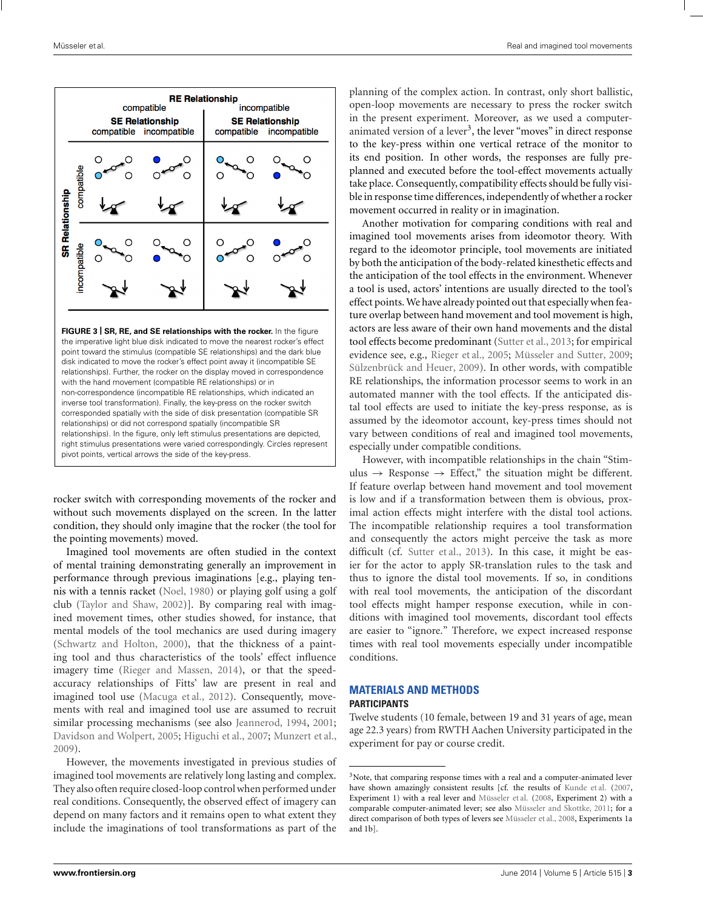FIGURE 3 | SR, RE, and SE relationships with the rocker. In the figure the imperative light blue disk indicated to move the nearest rocker's effect point toward the stimulus (compatible SE relationships) and the dark blue disk indicated to move the rocker's effect point away it (incompatible SE relationships). Further, the rocker on the display moved in correspondence with the hand movement (compatible RE relationships) or in non-correspondence (incompatible RE relationships, which indicated an inverse tool transformation). Finally, the key-press on the rocker switch corresponded spatially with the side of disk presentation (compatible SR relationships) or did not correspond spatially (incompatible SR relationships). In the figure, only left stimulus presentations are depicted, right stimulus presentations were varied correspondingly. Circles represent pivot points, vertical arrows the side of the key-press.

rocker switch with corresponding movements of the rocker and without such movements displayed on the screen. In the latter condition, they should only imagine that the rocker (the tool for the pointing movements) moved.

Imagined tool movements are often studied in the context of mental training demonstrating generally an improvement in performance through previous imaginations [e.g., playing tennis with a tennis racket (Noel, 1980) or playing golf using a golf club (Taylor and Shaw, 2002)]. By comparing real with imagined movement times, other studies showed, for instance, that mental models of the tool mechanics are used during imagery (Schwartz and Holton, 2000), that the thickness of a painting tool and thus characteristics of the tools' effect influence imagery time (Rieger and Massen, 2014), or that the speed-accuracy relationships of Fitts' law are present in real and imagined tool use (Macuga et al., 2012). Consequently, movements with real and imagined tool use are assumed to recruit similar processing mechanisms (see also Jeannerod, 1994, 2001; Davidson and Wolpert, 2005; Higuchi et al., 2007; Munzert et al., 2009).

However, the movements investigated in previous studies of imagined tool movements are relatively long lasting and complex. They also often require closed-loop control when performed under real conditions. Consequently, the observed effect of imagery can depend on many factors and it remains open to what extent they include the imaginations of tool transformations as part of the planning of the complex action. In contrast, only short ballistic, open-loop movements are necessary to press the rocker switch in the present experiment. Moreover, as we used a computer-animated version of a lever[3], the lever "moves" in direct response to the key-press within one vertical retrace of the monitor to its end position. In other words, the responses are fully pre-planned and executed before the tool-effect movements actually take place. Consequently, compatibility effects should be fully visible in response time differences, independently of whether a rocker movement occurred in reality or in imagination.

Another motivation for comparing conditions with real and imagined tool movements arises from ideomotor theory. With regard to the ideomotor principle, tool movements are initiated by both the anticipation of the body-related kinesthetic effects and the anticipation of the tool effects in the environment. Whenever a tool is used, actors' intentions are usually directed to the tool's effect points. We have already pointed out that especially when feature overlap between hand movement and tool movement is high, actors are less aware of their own hand movements and the distal tool effects become predominant (Sutter et al., 2013; for empirical evidence see, e.g., Rieger et al., 2005; Müsseler and Sutter, 2009; Sülzenbrück and Heuer, 2009). In other words, with compatible RE relationships, the information processor seems to work in an automated manner with the tool effects. If the anticipated distal tool effects are used to initiate the key-press response, as is assumed by the ideomotor account, key-press times should not vary between conditions of real and imagined tool movements, especially under compatible conditions.

However, with incompatible relationships in the chain "Stimulus → Response → Effect," the situation might be different. If feature overlap between hand movement and tool movement is low and if a transformation between them is obvious, proximal action effects might interfere with the distal tool actions. The incompatible relationship requires a tool transformation and consequently the actors might perceive the task as more difficult (cf. Sutter et al., 2013). In this case, it might be easier for the actor to apply SR-translation rules to the task and thus to ignore the distal tool movements. If so, in conditions with real tool movements, the anticipation of the discordant tool effects might hamper response execution, while in conditions with imagined tool movements, discordant tool effects are easier to "ignore." Therefore, we expect increased response times with real tool movements especially under incompatible conditions.

## MATERIALS AND METHODS

### PARTICIPANTS

Twelve students (10 female, between 19 and 31 years of age, mean age 22.3 years) from RWTH Aachen University participated in the experiment for pay or course credit.

[3]Note, that comparing response times with a real and a computer-animated lever have shown amazingly consistent results [cf. the results of Kunde et al. (2007, Experiment 1) with a real lever and Müsseler et al. (2008, Experiment 2) with a comparable computer-animated lever; see also Müsseler and Skottke, 2011; for a direct comparison of both types of levers see Müsseler et al., 2008, Experiments 1a and 1b].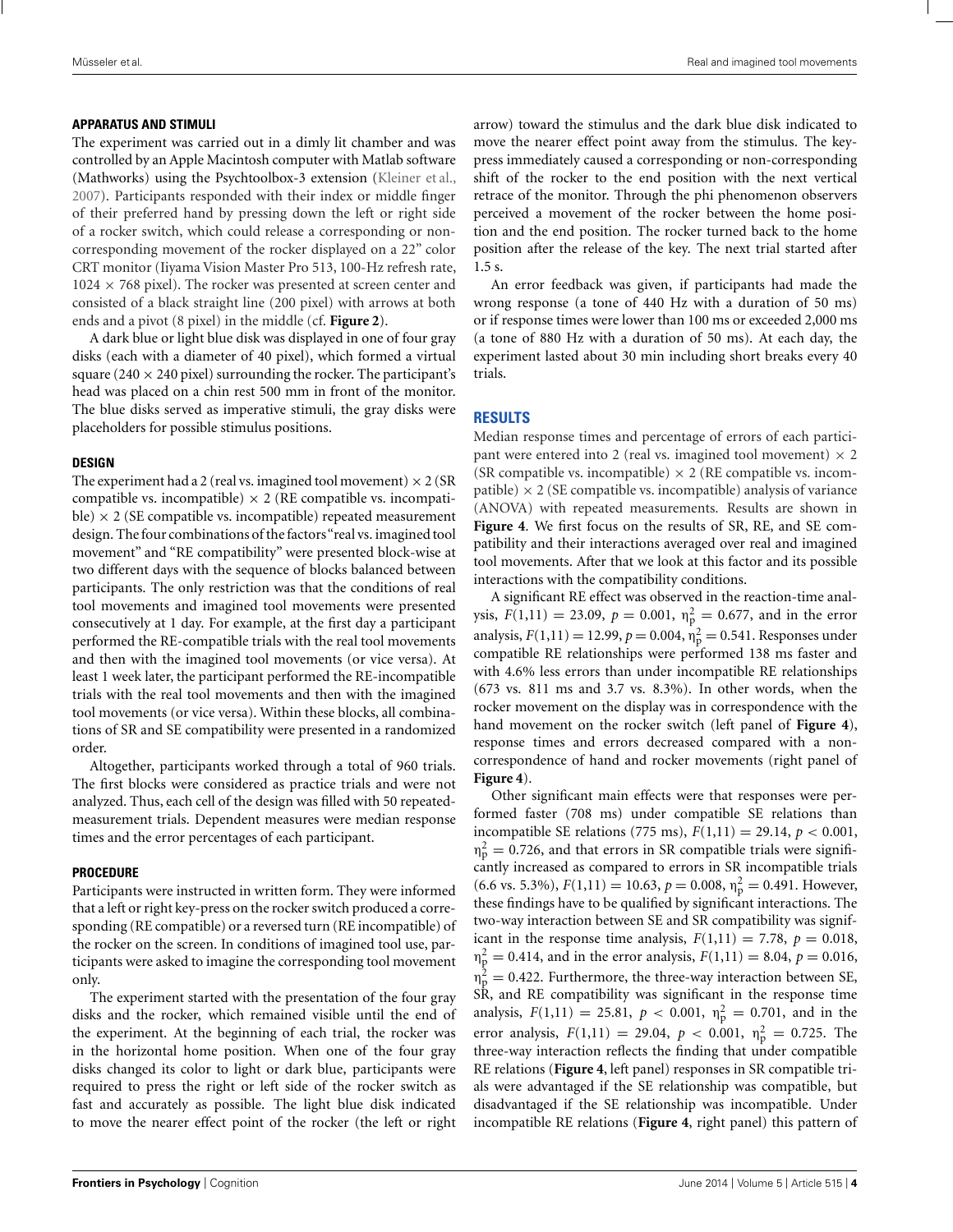### APPARATUS AND STIMULI

The experiment was carried out in a dimly lit chamber and was controlled by an Apple Macintosh computer with Matlab software (Mathworks) using the Psychtoolbox-3 extension (Kleiner et al., 2007). Participants responded with their index or middle finger of their preferred hand by pressing down the left or right side of a rocker switch, which could release a corresponding or non-corresponding movement of the rocker displayed on a 22" color CRT monitor (Iiyama Vision Master Pro 513, 100-Hz refresh rate, 1024 × 768 pixel). The rocker was presented at screen center and consisted of a black straight line (200 pixel) with arrows at both ends and a pivot (8 pixel) in the middle (cf. **Figure 2**).

A dark blue or light blue disk was displayed in one of four gray disks (each with a diameter of 40 pixel), which formed a virtual square (240 × 240 pixel) surrounding the rocker. The participant's head was placed on a chin rest 500 mm in front of the monitor. The blue disks served as imperative stimuli, the gray disks were placeholders for possible stimulus positions.

### DESIGN

The experiment had a 2 (real vs. imagined tool movement) × 2 (SR compatible vs. incompatible) × 2 (RE compatible vs. incompatible) × 2 (SE compatible vs. incompatible) repeated measurement design. The four combinations of the factors "real vs. imagined tool movement" and "RE compatibility" were presented block-wise at two different days with the sequence of blocks balanced between participants. The only restriction was that the conditions of real tool movements and imagined tool movements were presented consecutively at 1 day. For example, at the first day a participant performed the RE-compatible trials with the real tool movements and then with the imagined tool movements (or vice versa). At least 1 week later, the participant performed the RE-incompatible trials with the real tool movements and then with the imagined tool movements (or vice versa). Within these blocks, all combinations of SR and SE compatibility were presented in a randomized order.

Altogether, participants worked through a total of 960 trials. The first blocks were considered as practice trials and were not analyzed. Thus, each cell of the design was filled with 50 repeated-measurement trials. Dependent measures were median response times and the error percentages of each participant.

### PROCEDURE

Participants were instructed in written form. They were informed that a left or right key-press on the rocker switch produced a corresponding (RE compatible) or a reversed turn (RE incompatible) of the rocker on the screen. In conditions of imagined tool use, participants were asked to imagine the corresponding tool movement only.

The experiment started with the presentation of the four gray disks and the rocker, which remained visible until the end of the experiment. At the beginning of each trial, the rocker was in the horizontal home position. When one of the four gray disks changed its color to light or dark blue, participants were required to press the right or left side of the rocker switch as fast and accurately as possible. The light blue disk indicated to move the nearer effect point of the rocker (the left or right arrow) toward the stimulus and the dark blue disk indicated to move the nearer effect point away from the stimulus. The key-press immediately caused a corresponding or non-corresponding shift of the rocker to the end position with the next vertical retrace of the monitor. Through the phi phenomenon observers perceived a movement of the rocker between the home position and the end position. The rocker turned back to the home position after the release of the key. The next trial started after 1.5 s.

An error feedback was given, if participants had made the wrong response (a tone of 440 Hz with a duration of 50 ms) or if response times were lower than 100 ms or exceeded 2,000 ms (a tone of 880 Hz with a duration of 50 ms). At each day, the experiment lasted about 30 min including short breaks every 40 trials.

## RESULTS

Median response times and percentage of errors of each participant were entered into 2 (real vs. imagined tool movement) × 2 (SR compatible vs. incompatible) × 2 (RE compatible vs. incompatible) × 2 (SE compatible vs. incompatible) analysis of variance (ANOVA) with repeated measurements. Results are shown in **Figure 4**. We first focus on the results of SR, RE, and SE compatibility and their interactions averaged over real and imagined tool movements. After that we look at this factor and its possible interactions with the compatibility conditions.

A significant RE effect was observed in the reaction-time analysis, $F(1,11) = 23.09$, $p = 0.001$, $\eta_p^2 = 0.677$, and in the error analysis, $F(1,11) = 12.99$, $p = 0.004$, $\eta_p^2 = 0.541$. Responses under compatible RE relationships were performed 138 ms faster and with 4.6% less errors than under incompatible RE relationships (673 vs. 811 ms and 3.7 vs. 8.3%). In other words, when the rocker movement on the display was in correspondence with the hand movement on the rocker switch (left panel of **Figure 4**), response times and errors decreased compared with a non-correspondence of hand and rocker movements (right panel of **Figure 4**).

Other significant main effects were that responses were performed faster (708 ms) under compatible SE relations than incompatible SE relations (775 ms), $F(1,11) = 29.14$, $p < 0.001$, $\eta_p^2 = 0.726$, and that errors in SR compatible trials were significantly increased as compared to errors in SR incompatible trials (6.6 vs. 5.3%), $F(1,11) = 10.63$, $p = 0.008$, $\eta_p^2 = 0.491$. However, these findings have to be qualified by significant interactions. The two-way interaction between SE and SR compatibility was significant in the response time analysis, $F(1,11) = 7.78$, $p = 0.018$, $\eta_p^2 = 0.414$, and in the error analysis, $F(1,11) = 8.04$, $p = 0.016$, $\eta_p^2 = 0.422$. Furthermore, the three-way interaction between SE, SR, and RE compatibility was significant in the response time analysis, $F(1,11) = 25.81$, $p < 0.001$, $\eta_p^2 = 0.701$, and in the error analysis, $F(1,11) = 29.04$, $p < 0.001$, $\eta_p^2 = 0.725$. The three-way interaction reflects the finding that under compatible RE relations (**Figure 4**, left panel) responses in SR compatible trials were advantaged if the SE relationship was compatible, but disadvantaged if the SE relationship was incompatible. Under incompatible RE relations (**Figure 4**, right panel) this pattern of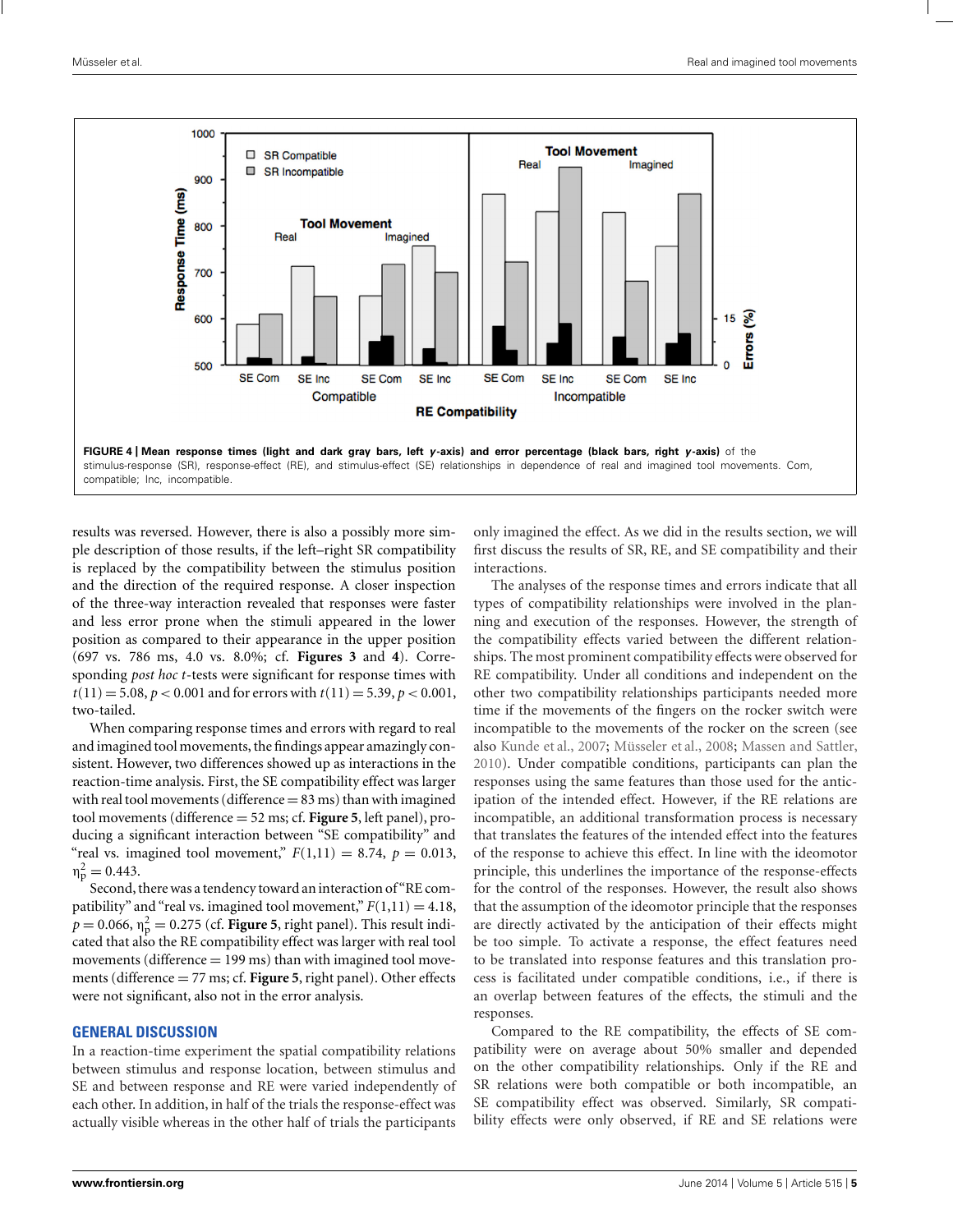FIGURE 4 | **Mean response times (light and dark gray bars, left *y*-axis) and error percentage (black bars, right *y*-axis)** of the stimulus-response (SR), response-effect (RE), and stimulus-effect (SE) relationships in dependence of real and imagined tool movements. Com, compatible; Inc, incompatible.

results was reversed. However, there is also a possibly more simple description of those results, if the left–right SR compatibility is replaced by the compatibility between the stimulus position and the direction of the required response. A closer inspection of the three-way interaction revealed that responses were faster and less error prone when the stimuli appeared in the lower position as compared to their appearance in the upper position (697 vs. 786 ms, 4.0 vs. 8.0%; cf. **Figures 3** and **4**). Corresponding *post hoc t*-tests were significant for response times with $t(11) = 5.08$, $p < 0.001$ and for errors with $t(11) = 5.39$, $p < 0.001$, two-tailed.

When comparing response times and errors with regard to real and imagined tool movements, the findings appear amazingly consistent. However, two differences showed up as interactions in the reaction-time analysis. First, the SE compatibility effect was larger with real tool movements (difference = 83 ms) than with imagined tool movements (difference = 52 ms; cf. **Figure 5**, left panel), producing a significant interaction between "SE compatibility" and "real vs. imagined tool movement," $F(1,11) = 8.74$, $p = 0.013$, $\eta_p^2 = 0.443$.

Second, there was a tendency toward an interaction of "RE compatibility" and "real vs. imagined tool movement," $F(1,11) = 4.18$, $p = 0.066$, $\eta_p^2 = 0.275$ (cf. **Figure 5**, right panel). This result indicated that also the RE compatibility effect was larger with real tool movements (difference = 199 ms) than with imagined tool movements (difference = 77 ms; cf. **Figure 5**, right panel). Other effects were not significant, also not in the error analysis.

## GENERAL DISCUSSION

In a reaction-time experiment the spatial compatibility relations between stimulus and response location, between stimulus and SE and between response and RE were varied independently of each other. In addition, in half of the trials the response-effect was actually visible whereas in the other half of trials the participants only imagined the effect. As we did in the results section, we will first discuss the results of SR, RE, and SE compatibility and their interactions.

The analyses of the response times and errors indicate that all types of compatibility relationships were involved in the planning and execution of the responses. However, the strength of the compatibility effects varied between the different relationships. The most prominent compatibility effects were observed for RE compatibility. Under all conditions and independent on the other two compatibility relationships participants needed more time if the movements of the fingers on the rocker switch were incompatible to the movements of the rocker on the screen (see also Kunde et al., 2007; Müsseler et al., 2008; Massen and Sattler, 2010). Under compatible conditions, participants can plan the responses using the same features than those used for the anticipation of the intended effect. However, if the RE relations are incompatible, an additional transformation process is necessary that translates the features of the intended effect into the features of the response to achieve this effect. In line with the ideomotor principle, this underlines the importance of the response-effects for the control of the responses. However, the result also shows that the assumption of the ideomotor principle that the responses are directly activated by the anticipation of their effects might be too simple. To activate a response, the effect features need to be translated into response features and this translation process is facilitated under compatible conditions, i.e., if there is an overlap between features of the effects, the stimuli and the responses.

Compared to the RE compatibility, the effects of SE compatibility were on average about 50% smaller and depended on the other compatibility relationships. Only if the RE and SR relations were both compatible or both incompatible, an SE compatibility effect was observed. Similarly, SR compatibility effects were only observed, if RE and SE relations were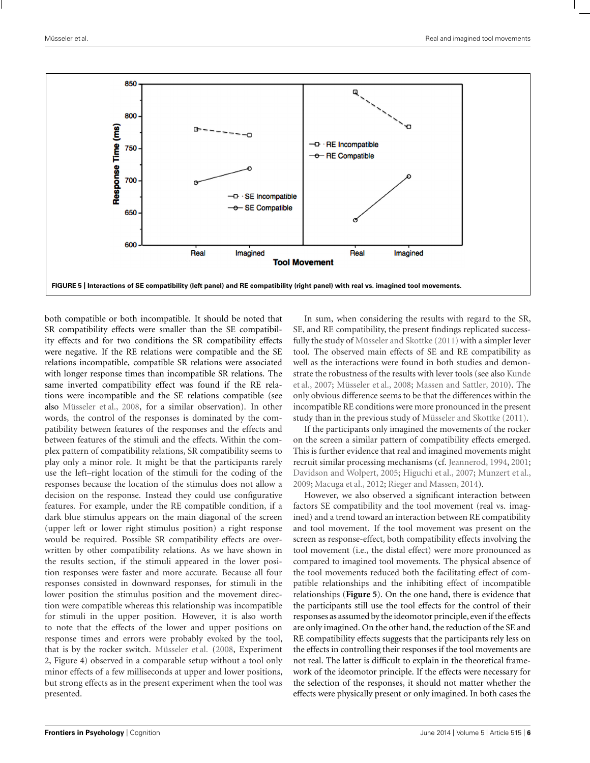**FIGURE 5 | Interactions of SE compatibility (left panel) and RE compatibility (right panel) with real vs. imagined tool movements.**

both compatible or both incompatible. It should be noted that SR compatibility effects were smaller than the SE compatibility effects and for two conditions the SR compatibility effects were negative. If the RE relations were compatible and the SE relations incompatible, compatible SR relations were associated with longer response times than incompatible SR relations. The same inverted compatibility effect was found if the RE relations were incompatible and the SE relations compatible (see also Müsseler et al., 2008, for a similar observation). In other words, the control of the responses is dominated by the compatibility between features of the responses and the effects and between features of the stimuli and the effects. Within the complex pattern of compatibility relations, SR compatibility seems to play only a minor role. It might be that the participants rarely use the left–right location of the stimuli for the coding of the responses because the location of the stimulus does not allow a decision on the response. Instead they could use configurative features. For example, under the RE compatible condition, if a dark blue stimulus appears on the main diagonal of the screen (upper left or lower right stimulus position) a right response would be required. Possible SR compatibility effects are overwritten by other compatibility relations. As we have shown in the results section, if the stimuli appeared in the lower position responses were faster and more accurate. Because all four responses consisted in downward responses, for stimuli in the lower position the stimulus position and the movement direction were compatible whereas this relationship was incompatible for stimuli in the upper position. However, it is also worth to note that the effects of the lower and upper positions on response times and errors were probably evoked by the tool, that is by the rocker switch. Müsseler et al. (2008, Experiment 2, Figure 4) observed in a comparable setup without a tool only minor effects of a few milliseconds at upper and lower positions, but strong effects as in the present experiment when the tool was presented.

In sum, when considering the results with regard to the SR, SE, and RE compatibility, the present findings replicated successfully the study of Müsseler and Skottke (2011) with a simpler lever tool. The observed main effects of SE and RE compatibility as well as the interactions were found in both studies and demonstrate the robustness of the results with lever tools (see also Kunde et al., 2007; Müsseler et al., 2008; Massen and Sattler, 2010). The only obvious difference seems to be that the differences within the incompatible RE conditions were more pronounced in the present study than in the previous study of Müsseler and Skottke (2011).

If the participants only imagined the movements of the rocker on the screen a similar pattern of compatibility effects emerged. This is further evidence that real and imagined movements might recruit similar processing mechanisms (cf. Jeannerod, 1994, 2001; Davidson and Wolpert, 2005; Higuchi et al., 2007; Munzert et al., 2009; Macuga et al., 2012; Rieger and Massen, 2014).

However, we also observed a significant interaction between factors SE compatibility and the tool movement (real vs. imagined) and a trend toward an interaction between RE compatibility and tool movement. If the tool movement was present on the screen as response-effect, both compatibility effects involving the tool movement (i.e., the distal effect) were more pronounced as compared to imagined tool movements. The physical absence of the tool movements reduced both the facilitating effect of compatible relationships and the inhibiting effect of incompatible relationships (**Figure 5**). On the one hand, there is evidence that the participants still use the tool effects for the control of their responses as assumed by the ideomotor principle, even if the effects are only imagined. On the other hand, the reduction of the SE and RE compatibility effects suggests that the participants rely less on the effects in controlling their responses if the tool movements are not real. The latter is difficult to explain in the theoretical framework of the ideomotor principle. If the effects were necessary for the selection of the responses, it should not matter whether the effects were physically present or only imagined. In both cases the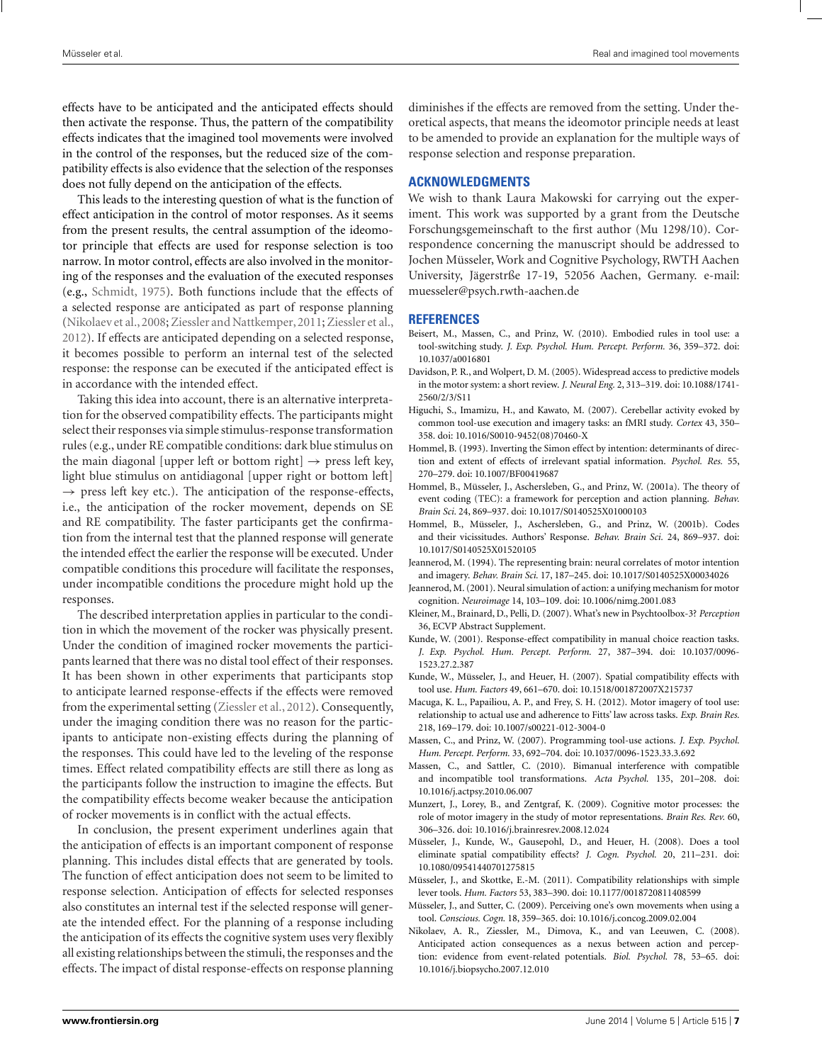effects have to be anticipated and the anticipated effects should then activate the response. Thus, the pattern of the compatibility effects indicates that the imagined tool movements were involved in the control of the responses, but the reduced size of the compatibility effects is also evidence that the selection of the responses does not fully depend on the anticipation of the effects.

This leads to the interesting question of what is the function of effect anticipation in the control of motor responses. As it seems from the present results, the central assumption of the ideomotor principle that effects are used for response selection is too narrow. In motor control, effects are also involved in the monitoring of the responses and the evaluation of the executed responses (e.g., Schmidt, 1975). Both functions include that the effects of a selected response are anticipated as part of response planning (Nikolaev et al., 2008; Ziessler and Nattkemper, 2011; Ziessler et al., 2012). If effects are anticipated depending on a selected response, it becomes possible to perform an internal test of the selected response: the response can be executed if the anticipated effect is in accordance with the intended effect.

Taking this idea into account, there is an alternative interpretation for the observed compatibility effects. The participants might select their responses via simple stimulus-response transformation rules (e.g., under RE compatible conditions: dark blue stimulus on the main diagonal [upper left or bottom right] → press left key, light blue stimulus on antidiagonal [upper right or bottom left] → press left key etc.). The anticipation of the response-effects, i.e., the anticipation of the rocker movement, depends on SE and RE compatibility. The faster participants get the confirmation from the internal test that the planned response will generate the intended effect the earlier the response will be executed. Under compatible conditions this procedure will facilitate the responses, under incompatible conditions the procedure might hold up the responses.

The described interpretation applies in particular to the condition in which the movement of the rocker was physically present. Under the condition of imagined rocker movements the participants learned that there was no distal tool effect of their responses. It has been shown in other experiments that participants stop to anticipate learned response-effects if the effects were removed from the experimental setting (Ziessler et al., 2012). Consequently, under the imaging condition there was no reason for the participants to anticipate non-existing effects during the planning of the responses. This could have led to the leveling of the response times. Effect related compatibility effects are still there as long as the participants follow the instruction to imagine the effects. But the compatibility effects become weaker because the anticipation of rocker movements is in conflict with the actual effects.

In conclusion, the present experiment underlines again that the anticipation of effects is an important component of response planning. This includes distal effects that are generated by tools. The function of effect anticipation does not seem to be limited to response selection. Anticipation of effects for selected responses also constitutes an internal test if the selected response will generate the intended effect. For the planning of a response including the anticipation of its effects the cognitive system uses very flexibly all existing relationships between the stimuli, the responses and the effects. The impact of distal response-effects on response planning diminishes if the effects are removed from the setting. Under theoretical aspects, that means the ideomotor principle needs at least to be amended to provide an explanation for the multiple ways of response selection and response preparation.

## ACKNOWLEDGMENTS

We wish to thank Laura Makowski for carrying out the experiment. This work was supported by a grant from the Deutsche Forschungsgemeinschaft to the first author (Mu 1298/10). Correspondence concerning the manuscript should be addressed to Jochen Müsseler, Work and Cognitive Psychology, RWTH Aachen University, Jägerstrße 17-19, 52056 Aachen, Germany. e-mail: muesseler@psych.rwth-aachen.de

## REFERENCES

Beisert, M., Massen, C., and Prinz, W. (2010). Embodied rules in tool use: a tool-switching study. *J. Exp. Psychol. Hum. Percept. Perform.* 36, 359–372. doi: 10.1037/a0016801

Davidson, P. R., and Wolpert, D. M. (2005). Widespread access to predictive models in the motor system: a short review. *J. Neural Eng.* 2, 313–319. doi: 10.1088/1741-2560/2/3/S11

Higuchi, S., Imamizu, H., and Kawato, M. (2007). Cerebellar activity evoked by common tool-use execution and imagery tasks: an fMRI study. *Cortex* 43, 350–358. doi: 10.1016/S0010-9452(08)70460-X

Hommel, B. (1993). Inverting the Simon effect by intention: determinants of direction and extent of effects of irrelevant spatial information. *Psychol. Res.* 55, 270–279. doi: 10.1007/BF00419687

Hommel, B., Müsseler, J., Aschersleben, G., and Prinz, W. (2001a). The theory of event coding (TEC): a framework for perception and action planning. *Behav. Brain Sci.* 24, 869–937. doi: 10.1017/S0140525X01000103

Hommel, B., Müsseler, J., Aschersleben, G., and Prinz, W. (2001b). Codes and their vicissitudes. Authors' Response. *Behav. Brain Sci.* 24, 869–937. doi: 10.1017/S0140525X01520105

Jeannerod, M. (1994). The representing brain: neural correlates of motor intention and imagery. *Behav. Brain Sci.* 17, 187–245. doi: 10.1017/S0140525X00034026

Jeannerod, M. (2001). Neural simulation of action: a unifying mechanism for motor cognition. *Neuroimage* 14, 103–109. doi: 10.1006/nimg.2001.083

Kleiner, M., Brainard, D., Pelli, D. (2007). What's new in Psychtoolbox-3? *Perception* 36, ECVP Abstract Supplement.

Kunde, W. (2001). Response-effect compatibility in manual choice reaction tasks. *J. Exp. Psychol. Hum. Percept. Perform.* 27, 387–394. doi: 10.1037/0096-1523.27.2.387

Kunde, W., Müsseler, J., and Heuer, H. (2007). Spatial compatibility effects with tool use. *Hum. Factors* 49, 661–670. doi: 10.1518/001872007X215737

Macuga, K. L., Papailiou, A. P., and Frey, S. H. (2012). Motor imagery of tool use: relationship to actual use and adherence to Fitts' law across tasks. *Exp. Brain Res.* 218, 169–179. doi: 10.1007/s00221-012-3004-0

Massen, C., and Prinz, W. (2007). Programming tool-use actions. *J. Exp. Psychol. Hum. Percept. Perform.* 33, 692–704. doi: 10.1037/0096-1523.33.3.692

Massen, C., and Sattler, C. (2010). Bimanual interference with compatible and incompatible tool transformations. *Acta Psychol.* 135, 201–208. doi: 10.1016/j.actpsy.2010.06.007

Munzert, J., Lorey, B., and Zentgraf, K. (2009). Cognitive motor processes: the role of motor imagery in the study of motor representations. *Brain Res. Rev.* 60, 306–326. doi: 10.1016/j.brainresrev.2008.12.024

Müsseler, J., Kunde, W., Gausepohl, D., and Heuer, H. (2008). Does a tool eliminate spatial compatibility effects? *J. Cogn. Psychol.* 20, 211–231. doi: 10.1080/09541440701275815

Müsseler, J., and Skottke, E.-M. (2011). Compatibility relationships with simple lever tools. *Hum. Factors* 53, 383–390. doi: 10.1177/0018720811408599

Müsseler, J., and Sutter, C. (2009). Perceiving one's own movements when using a tool. *Conscious. Cogn.* 18, 359–365. doi: 10.1016/j.concog.2009.02.004

Nikolaev, A. R., Ziessler, M., Dimova, K., and van Leeuwen, C. (2008). Anticipated action consequences as a nexus between action and perception: evidence from event-related potentials. *Biol. Psychol.* 78, 53–65. doi: 10.1016/j.biopsycho.2007.12.010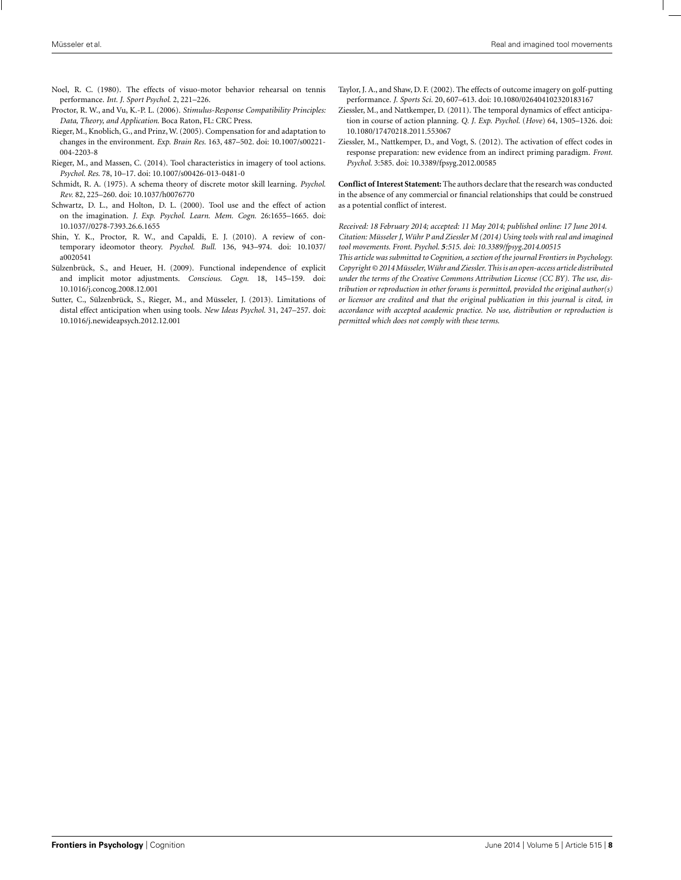Noel, R. C. (1980). The effects of visuo-motor behavior rehearsal on tennis performance. *Int. J. Sport Psychol.* 2, 221–226.

Proctor, R. W., and Vu, K.-P. L. (2006). *Stimulus-Response Compatibility Principles: Data, Theory, and Application.* Boca Raton, FL: CRC Press.

Rieger, M., Knoblich, G., and Prinz, W. (2005). Compensation for and adaptation to changes in the environment. *Exp. Brain Res.* 163, 487–502. doi: 10.1007/s00221-004-2203-8

Rieger, M., and Massen, C. (2014). Tool characteristics in imagery of tool actions. *Psychol. Res.* 78, 10–17. doi: 10.1007/s00426-013-0481-0

Schmidt, R. A. (1975). A schema theory of discrete motor skill learning. *Psychol. Rev.* 82, 225–260. doi: 10.1037/h0076770

Schwartz, D. L., and Holton, D. L. (2000). Tool use and the effect of action on the imagination. *J. Exp. Psychol. Learn. Mem. Cogn.* 26:1655–1665. doi: 10.1037//0278-7393.26.6.1655

Shin, Y. K., Proctor, R. W., and Capaldi, E. J. (2010). A review of contemporary ideomotor theory. *Psychol. Bull.* 136, 943–974. doi: 10.1037/a0020541

Sülzenbrück, S., and Heuer, H. (2009). Functional independence of explicit and implicit motor adjustments. *Conscious. Cogn.* 18, 145–159. doi: 10.1016/j.concog.2008.12.001

Sutter, C., Sülzenbrück, S., Rieger, M., and Müsseler, J. (2013). Limitations of distal effect anticipation when using tools. *New Ideas Psychol.* 31, 247–257. doi: 10.1016/j.newideapsych.2012.12.001

Taylor, J. A., and Shaw, D. F. (2002). The effects of outcome imagery on golf-putting performance. *J. Sports Sci.* 20, 607–613. doi: 10.1080/026404102320183167

Ziessler, M., and Nattkemper, D. (2011). The temporal dynamics of effect anticipation in course of action planning. *Q. J. Exp. Psychol.* (*Hove*) 64, 1305–1326. doi: 10.1080/17470218.2011.553067

Ziessler, M., Nattkemper, D., and Vogt, S. (2012). The activation of effect codes in response preparation: new evidence from an indirect priming paradigm. *Front. Psychol.* 3:585. doi: 10.3389/fpsyg.2012.00585

**Conflict of Interest Statement:** The authors declare that the research was conducted in the absence of any commercial or financial relationships that could be construed as a potential conflict of interest.

*Received: 18 February 2014; accepted: 11 May 2014; published online: 17 June 2014.*

*Citation: Müsseler J, Wühr P and Ziessler M (2014) Using tools with real and imagined tool movements. Front. Psychol.* ***5****:515. doi: 10.3389/fpsyg.2014.00515*

*This article was submitted to Cognition, a section of the journal Frontiers in Psychology.*

*Copyright © 2014 Müsseler, Wühr and Ziessler. This is an open-access article distributed under the terms of the Creative Commons Attribution License (CC BY). The use, distribution or reproduction in other forums is permitted, provided the original author(s) or licensor are credited and that the original publication in this journal is cited, in accordance with accepted academic practice. No use, distribution or reproduction is permitted which does not comply with these terms.*